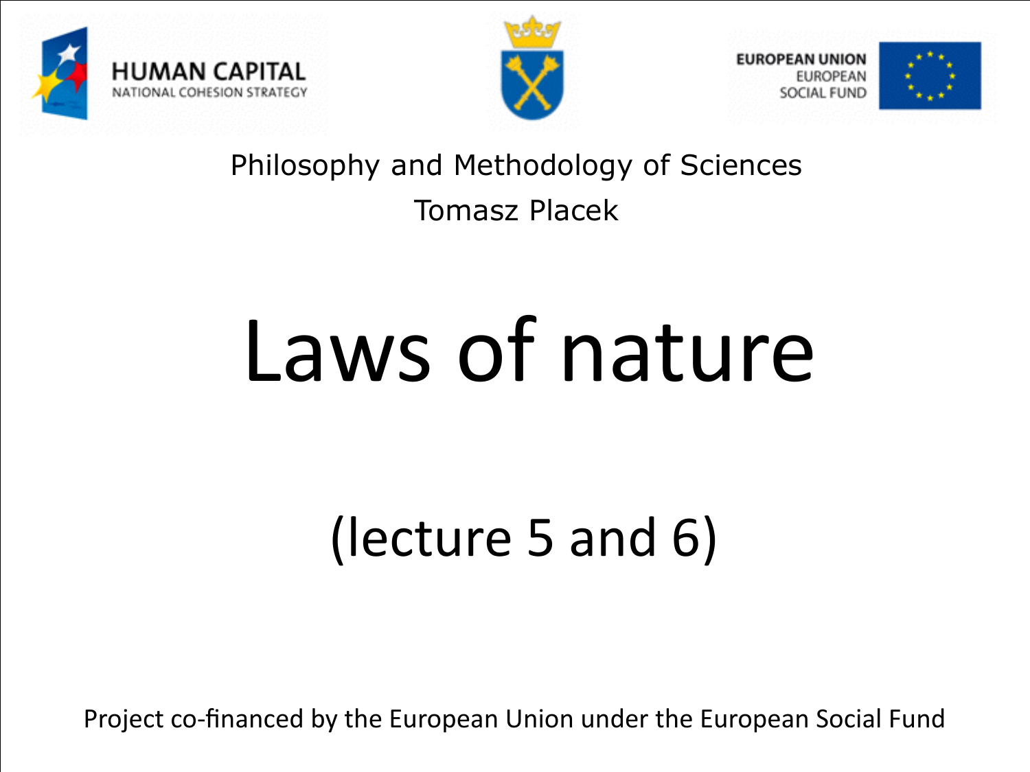HUMAN CAPITAL
NATIONAL COHESION STRATEGY

EUROPEAN UNION
EUROPEAN
SOCIAL FUND

Philosophy and Methodology of Sciences

Tomasz Placek

# Laws of nature

## (lecture 5 and 6)

Project co-financed by the European Union under the European Social Fund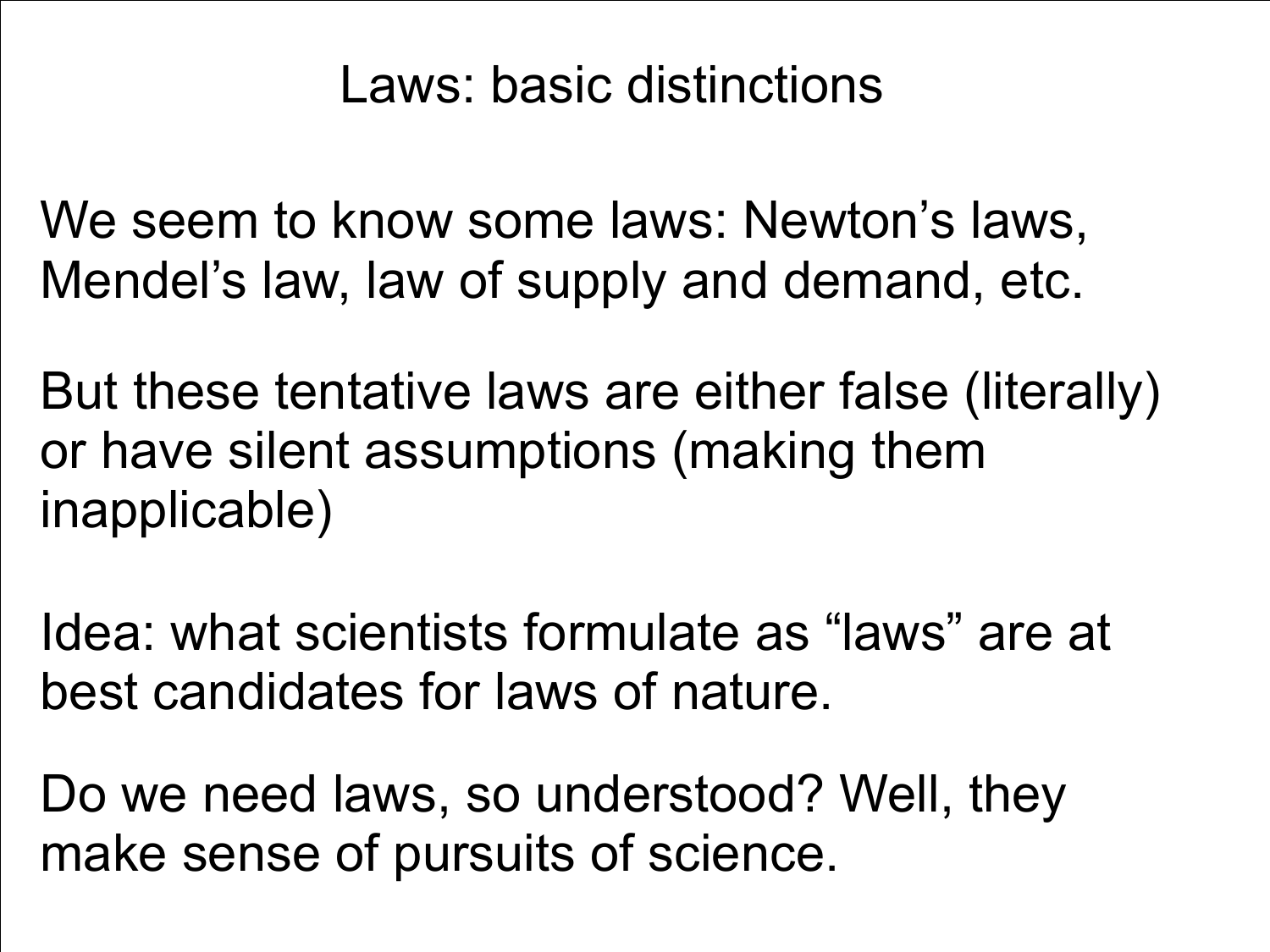# Laws: basic distinctions

We seem to know some laws: Newton's laws, Mendel's law, law of supply and demand, etc.

But these tentative laws are either false (literally) or have silent assumptions (making them inapplicable)

Idea: what scientists formulate as "laws" are at best candidates for laws of nature.

Do we need laws, so understood? Well, they make sense of pursuits of science.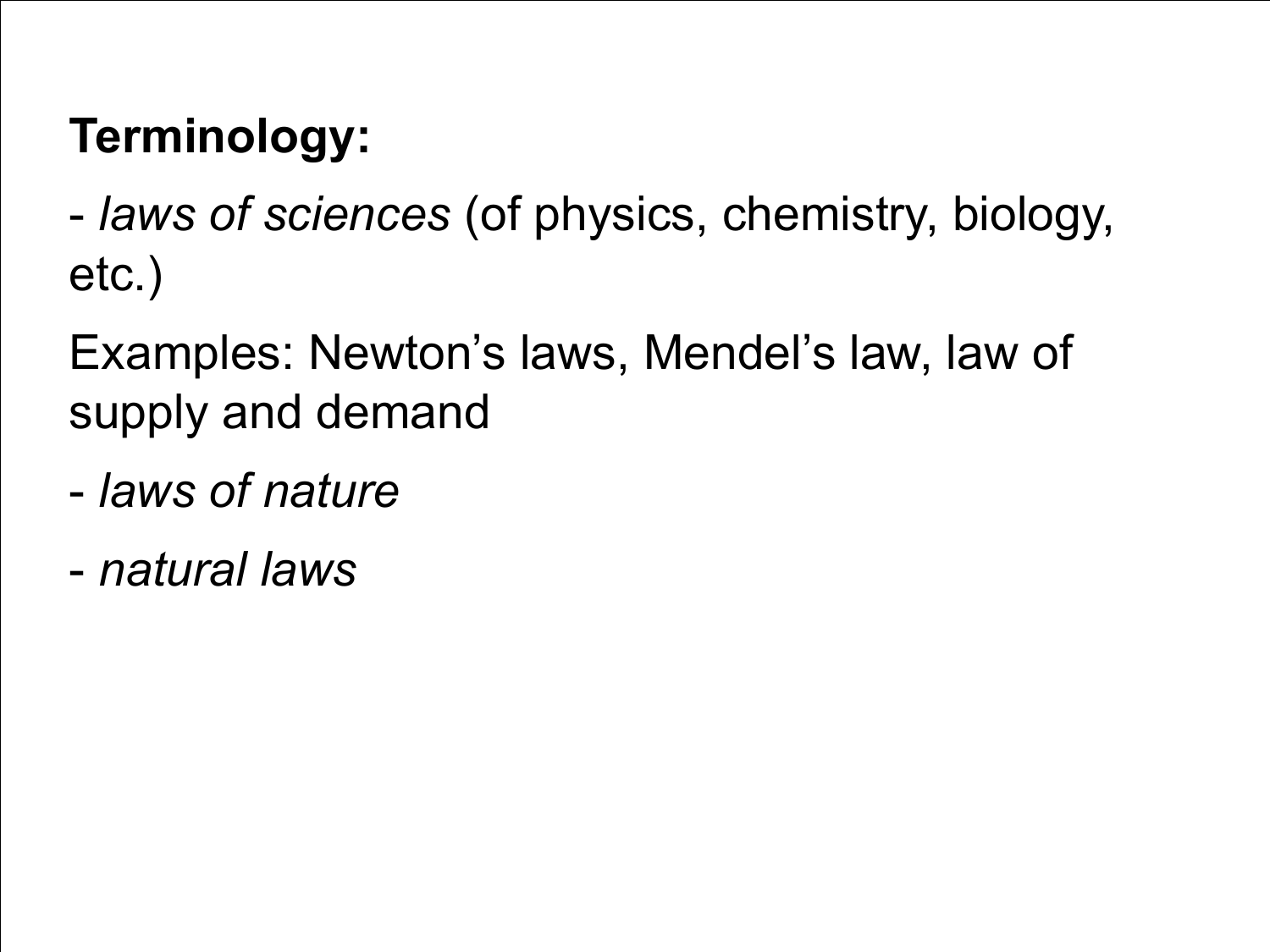**Terminology:**

- *laws of sciences* (of physics, chemistry, biology, etc.)

Examples: Newton's laws, Mendel's law, law of supply and demand

- *laws of nature*

- *natural laws*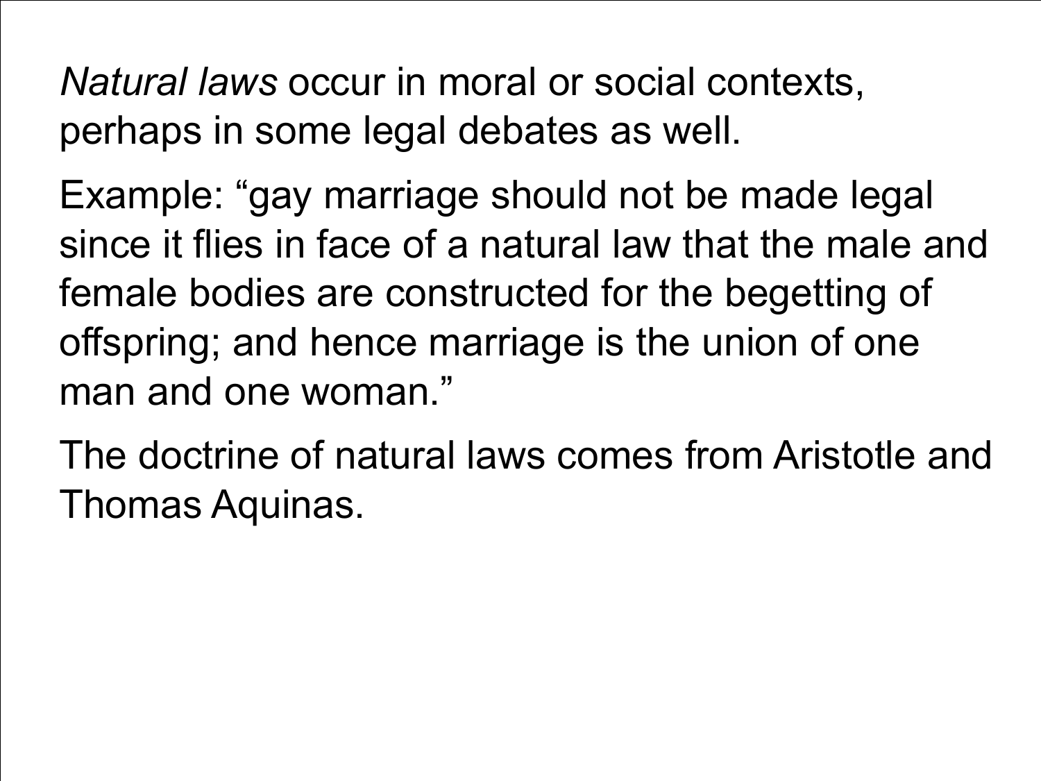*Natural laws* occur in moral or social contexts, perhaps in some legal debates as well.

Example: "gay marriage should not be made legal since it flies in face of a natural law that the male and female bodies are constructed for the begetting of offspring; and hence marriage is the union of one man and one woman."

The doctrine of natural laws comes from Aristotle and Thomas Aquinas.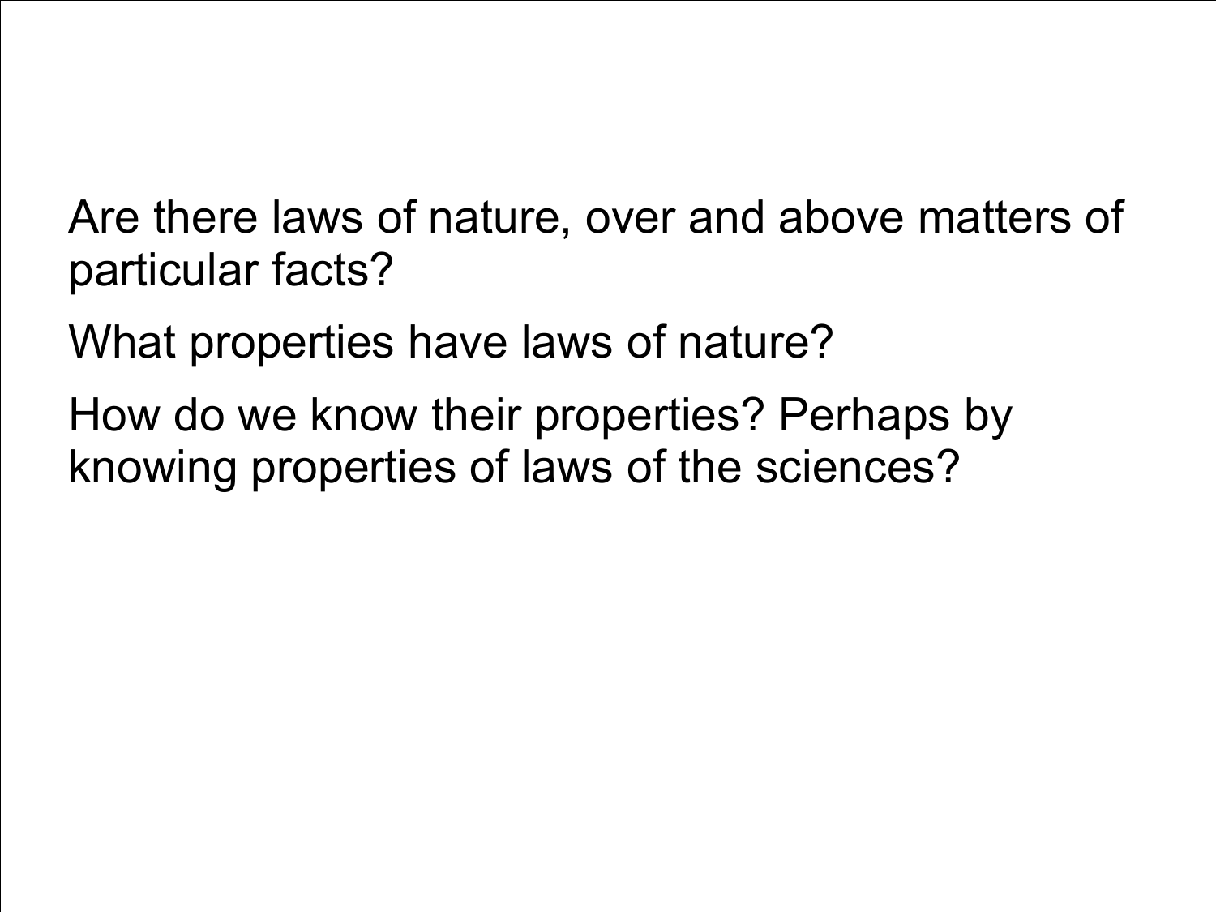Are there laws of nature, over and above matters of particular facts?

What properties have laws of nature?

How do we know their properties? Perhaps by knowing properties of laws of the sciences?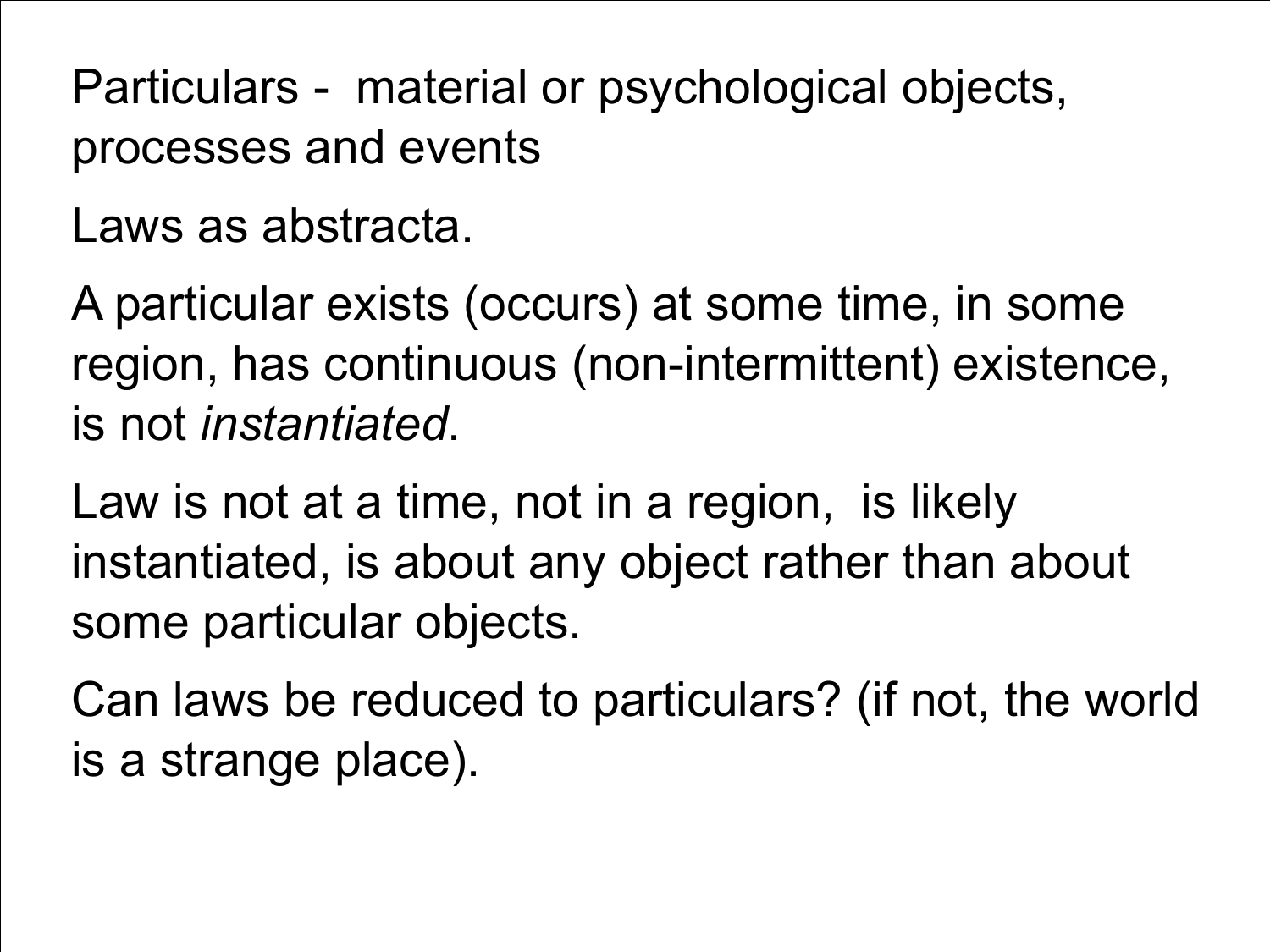Particulars - material or psychological objects, processes and events

Laws as abstracta.

A particular exists (occurs) at some time, in some region, has continuous (non-intermittent) existence, is not *instantiated*.

Law is not at a time, not in a region, is likely instantiated, is about any object rather than about some particular objects.

Can laws be reduced to particulars? (if not, the world is a strange place).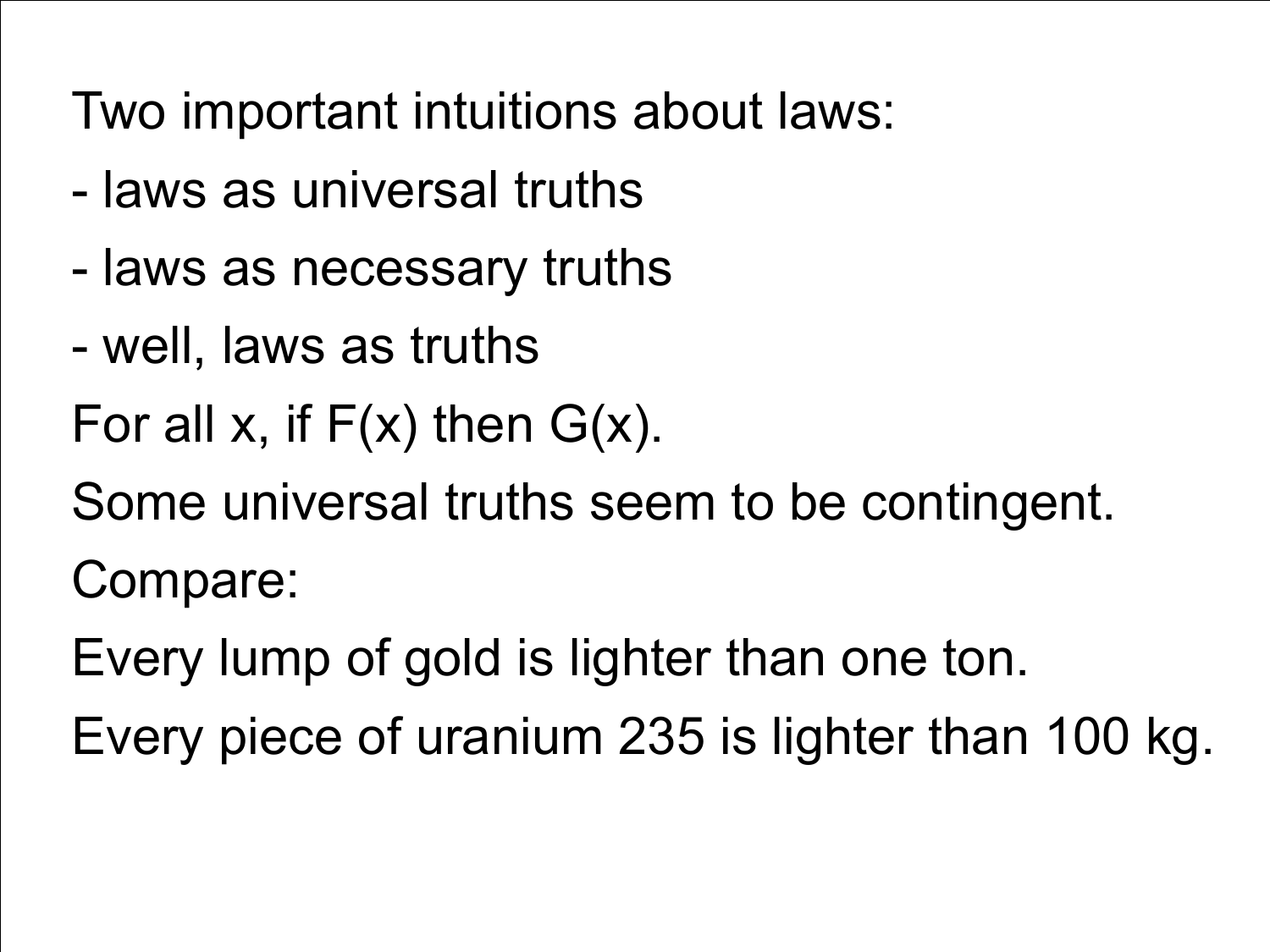Two important intuitions about laws:

- laws as universal truths
- laws as necessary truths
- well, laws as truths

For all x, if F(x) then G(x).

Some universal truths seem to be contingent.

Compare:

Every lump of gold is lighter than one ton.

Every piece of uranium 235 is lighter than 100 kg.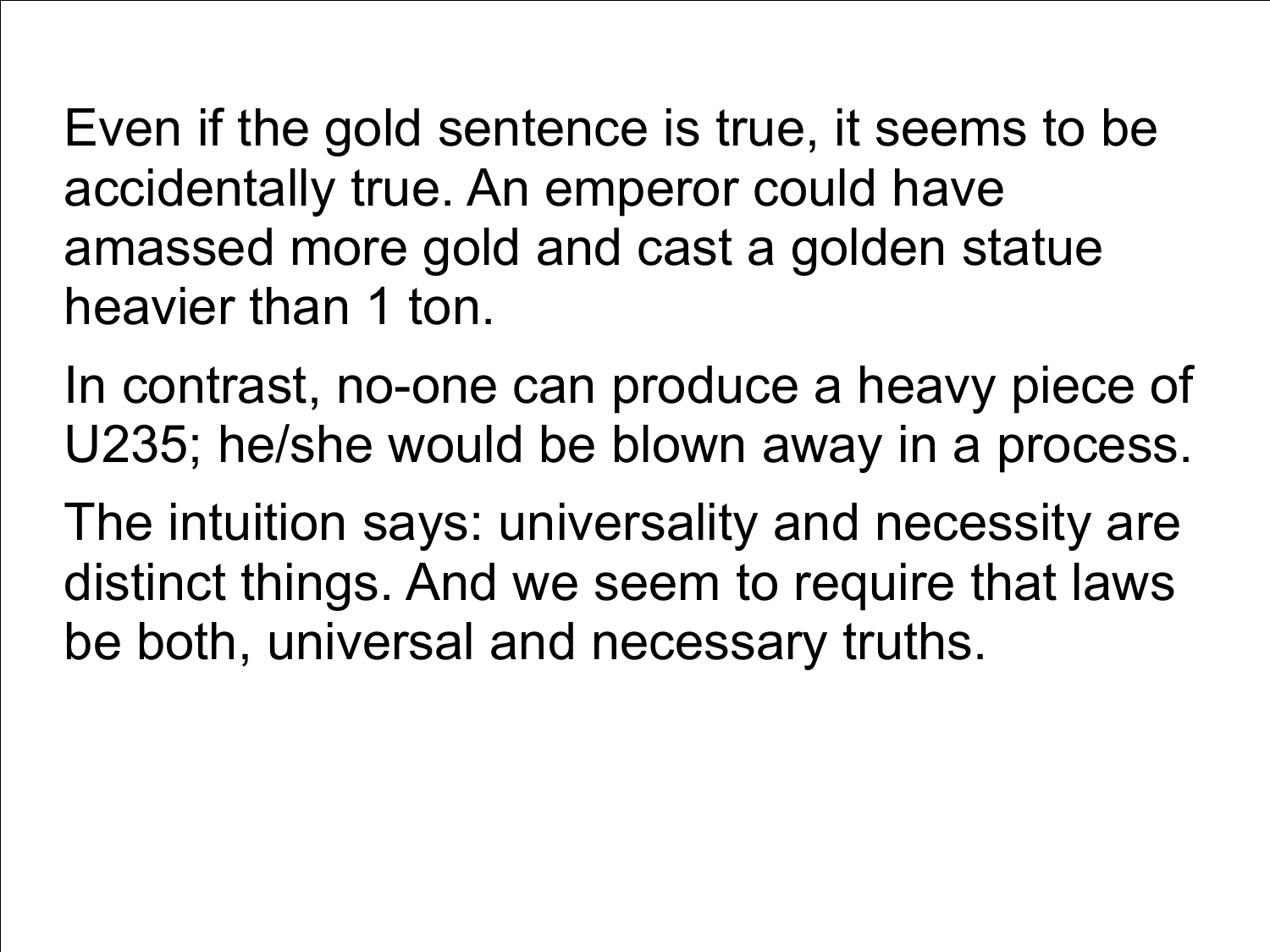Even if the gold sentence is true, it seems to be accidentally true. An emperor could have amassed more gold and cast a golden statue heavier than 1 ton.

In contrast, no-one can produce a heavy piece of U235; he/she would be blown away in a process.

The intuition says: universality and necessity are distinct things. And we seem to require that laws be both, universal and necessary truths.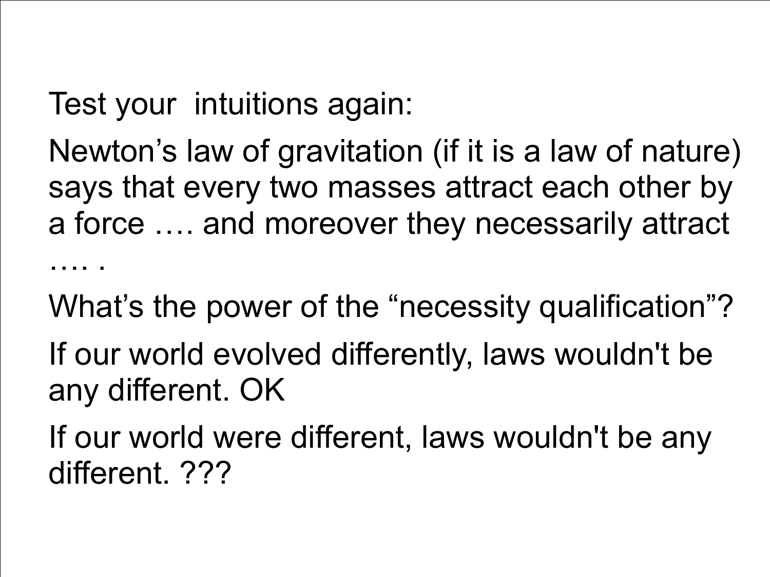Test your intuitions again:

Newton's law of gravitation (if it is a law of nature) says that every two masses attract each other by a force …. and moreover they necessarily attract …. .

What's the power of the "necessity qualification"?

If our world evolved differently, laws wouldn't be any different. OK

If our world were different, laws wouldn't be any different. ???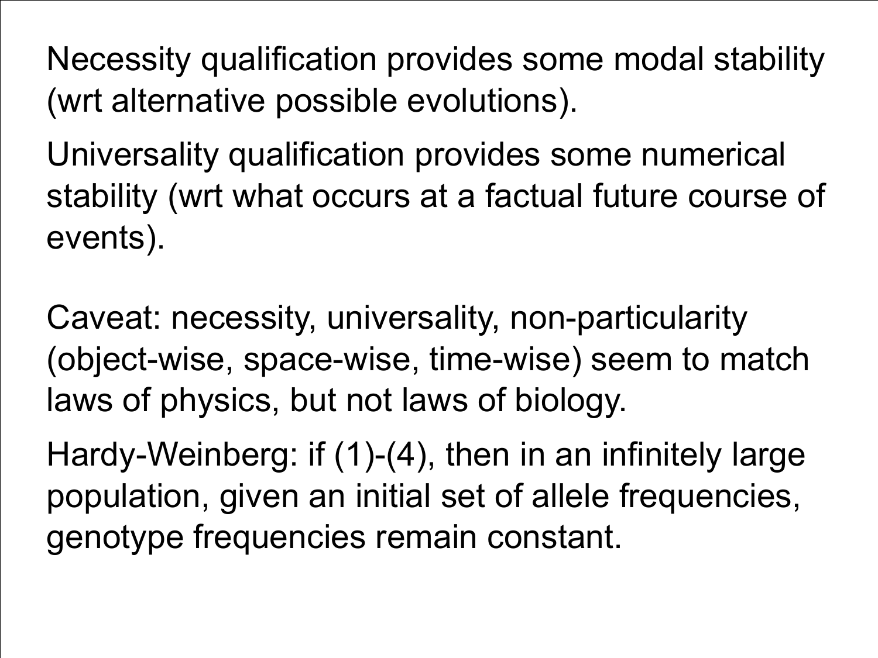Necessity qualification provides some modal stability (wrt alternative possible evolutions).

Universality qualification provides some numerical stability (wrt what occurs at a factual future course of events).

Caveat: necessity, universality, non-particularity (object-wise, space-wise, time-wise) seem to match laws of physics, but not laws of biology.

Hardy-Weinberg: if (1)-(4), then in an infinitely large population, given an initial set of allele frequencies, genotype frequencies remain constant.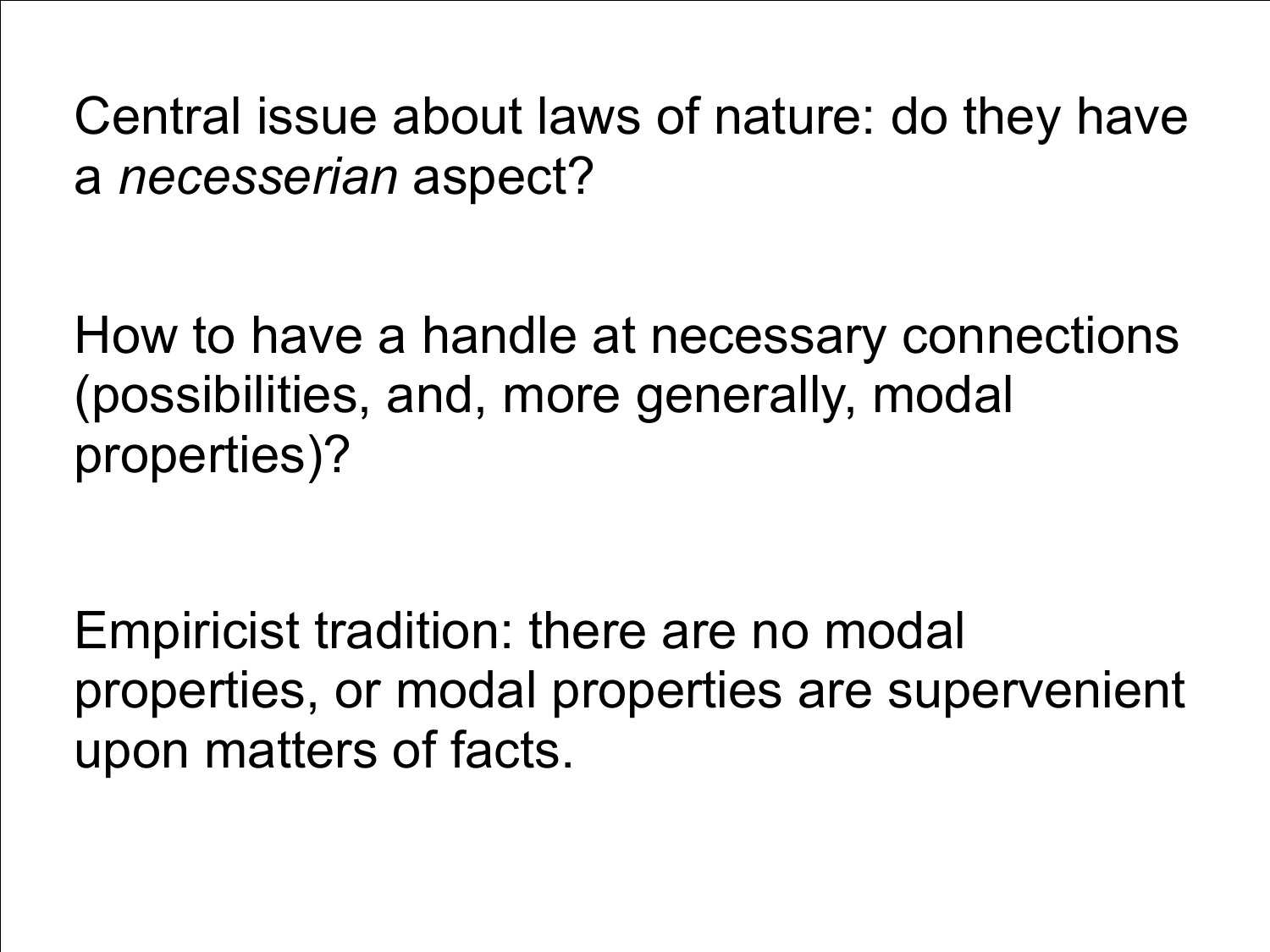Central issue about laws of nature: do they have a *necesserian* aspect?

How to have a handle at necessary connections (possibilities, and, more generally, modal properties)?

Empiricist tradition: there are no modal properties, or modal properties are supervenient upon matters of facts.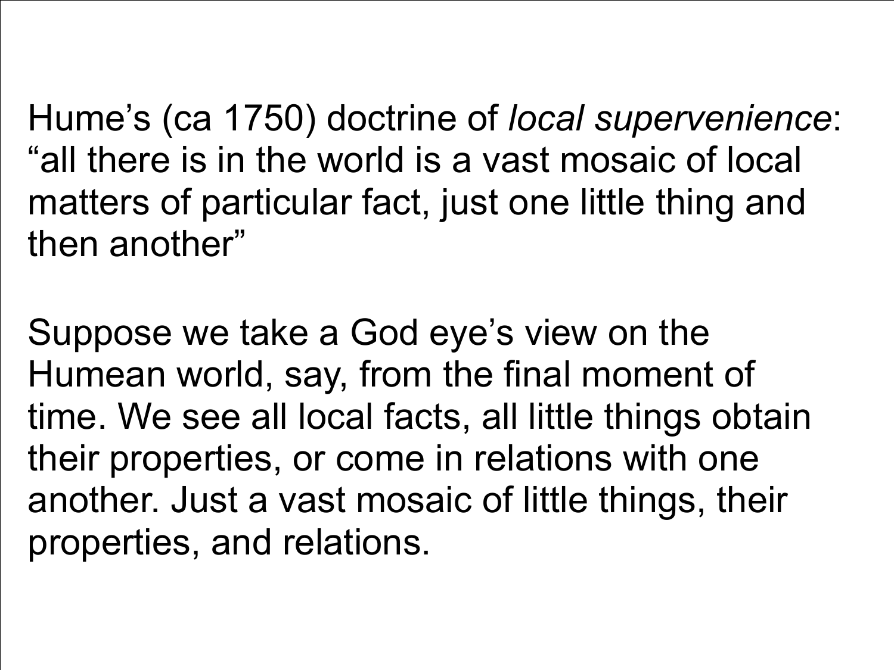Hume's (ca 1750) doctrine of *local supervenience*: "all there is in the world is a vast mosaic of local matters of particular fact, just one little thing and then another"

Suppose we take a God eye's view on the Humean world, say, from the final moment of time. We see all local facts, all little things obtain their properties, or come in relations with one another. Just a vast mosaic of little things, their properties, and relations.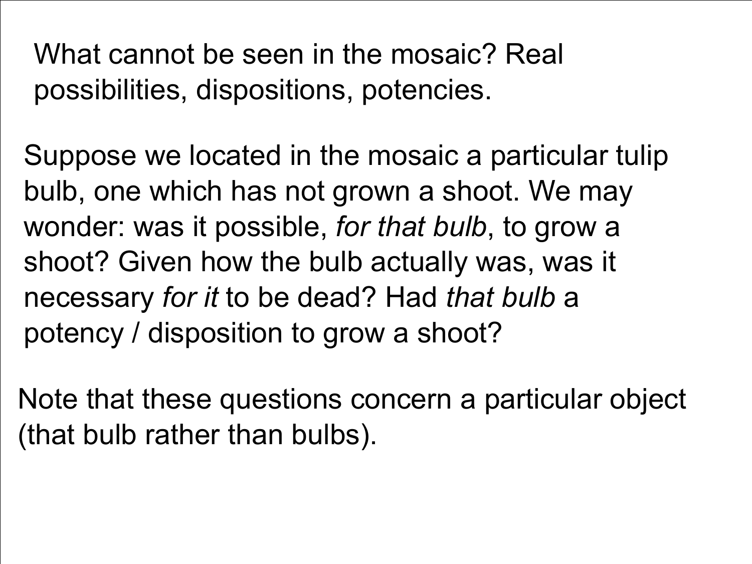What cannot be seen in the mosaic? Real possibilities, dispositions, potencies.

Suppose we located in the mosaic a particular tulip bulb, one which has not grown a shoot. We may wonder: was it possible, *for that bulb*, to grow a shoot? Given how the bulb actually was, was it necessary *for it* to be dead? Had *that bulb* a potency / disposition to grow a shoot?

Note that these questions concern a particular object (that bulb rather than bulbs).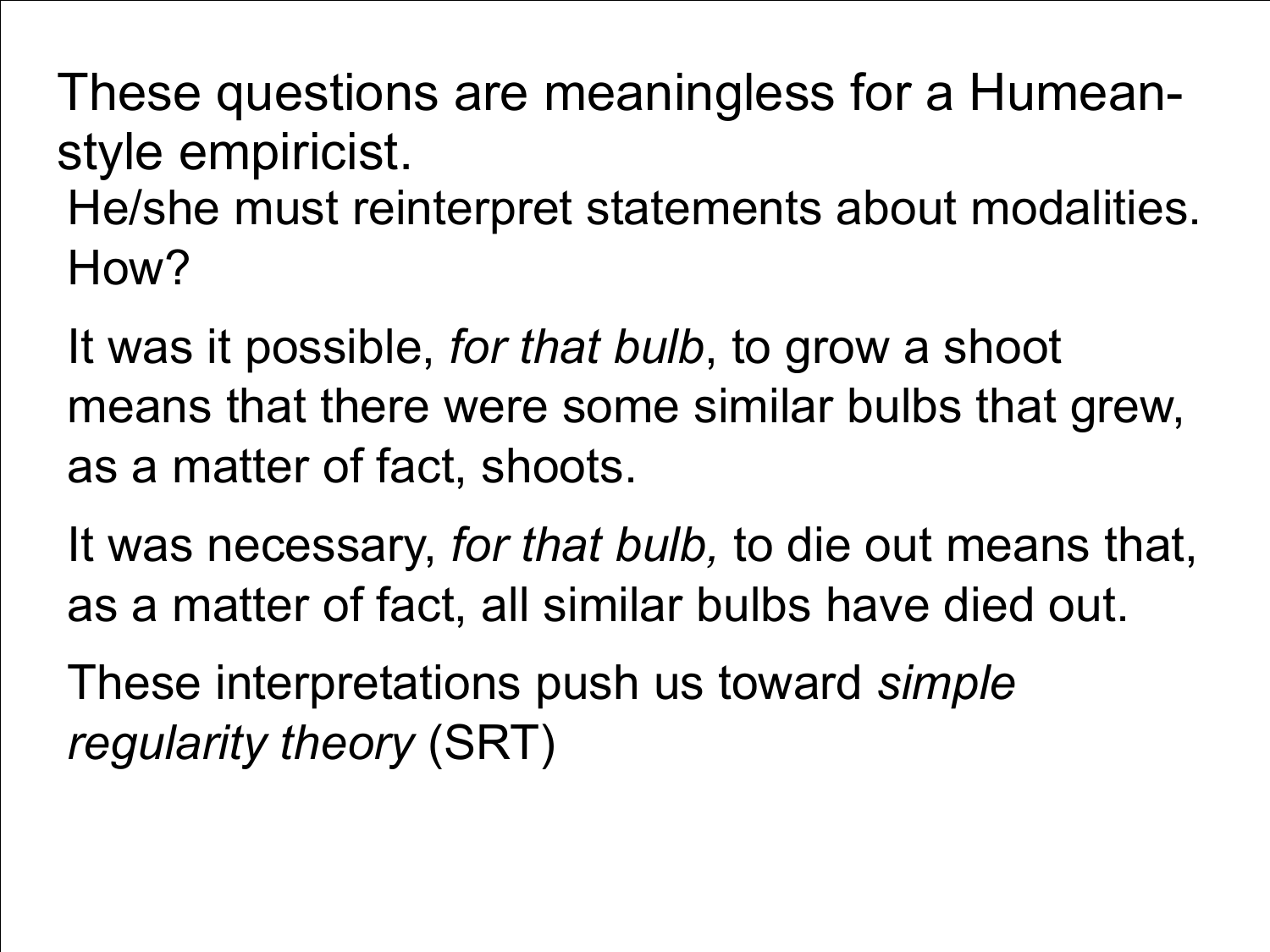These questions are meaningless for a Humean-style empiricist.

He/she must reinterpret statements about modalities. How?

It was it possible, *for that bulb*, to grow a shoot means that there were some similar bulbs that grew, as a matter of fact, shoots.

It was necessary, *for that bulb,* to die out means that, as a matter of fact, all similar bulbs have died out.

These interpretations push us toward *simple regularity theory* (SRT)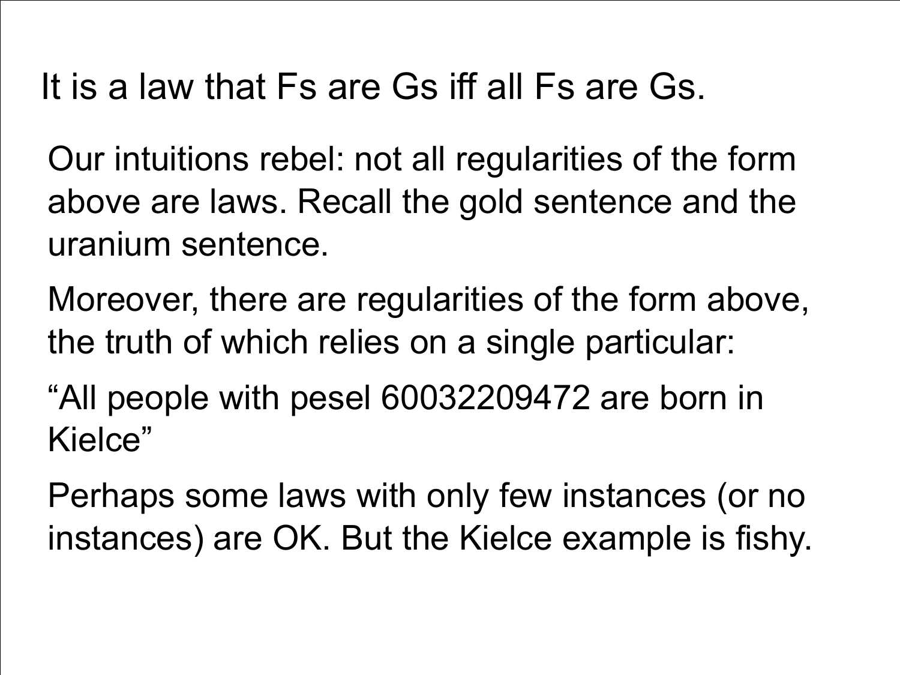It is a law that Fs are Gs iff all Fs are Gs.

Our intuitions rebel: not all regularities of the form above are laws. Recall the gold sentence and the uranium sentence.

Moreover, there are regularities of the form above, the truth of which relies on a single particular:

“All people with pesel 60032209472 are born in Kielce”

Perhaps some laws with only few instances (or no instances) are OK. But the Kielce example is fishy.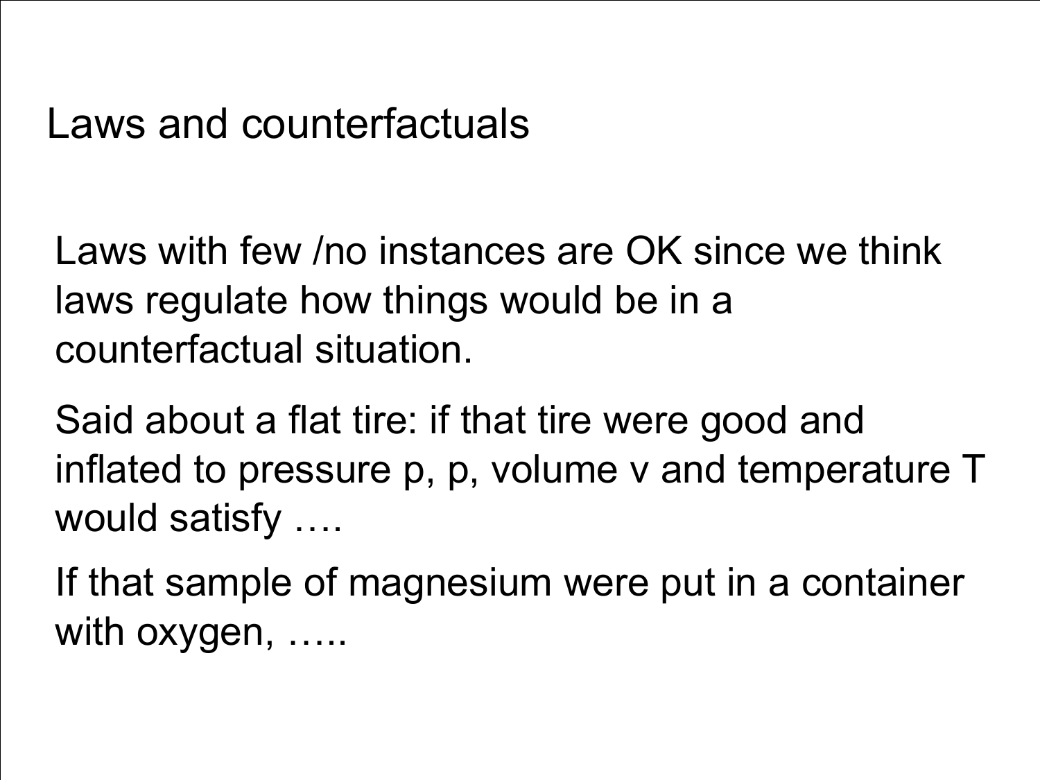# Laws and counterfactuals

Laws with few /no instances are OK since we think laws regulate how things would be in a counterfactual situation.

Said about a flat tire: if that tire were good and inflated to pressure $p$, $p$, volume $v$ and temperature $T$ would satisfy ….

If that sample of magnesium were put in a container with oxygen, …..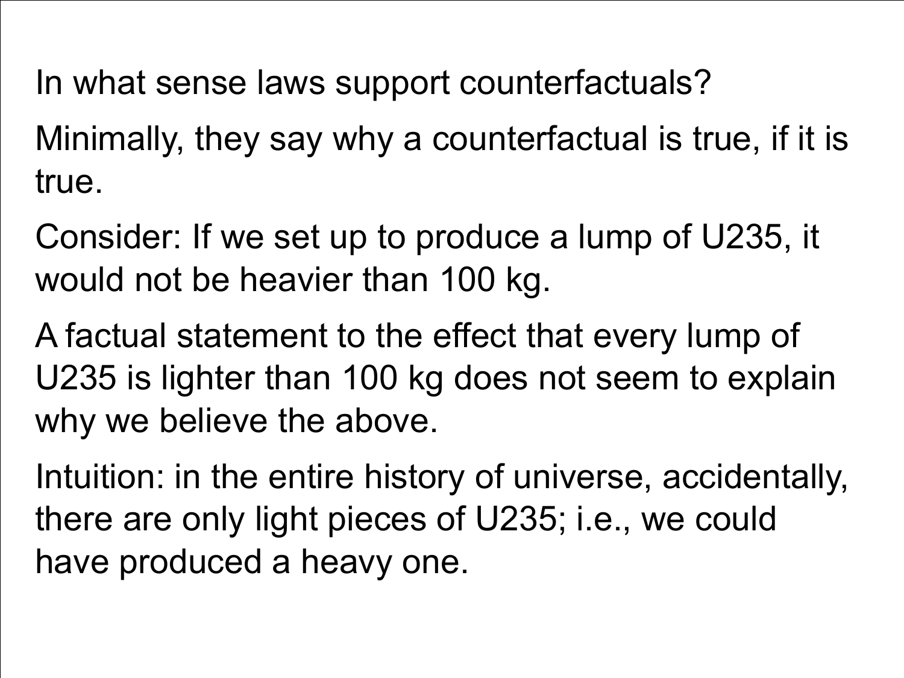In what sense laws support counterfactuals?

Minimally, they say why a counterfactual is true, if it is true.

Consider: If we set up to produce a lump of U235, it would not be heavier than 100 kg.

A factual statement to the effect that every lump of U235 is lighter than 100 kg does not seem to explain why we believe the above.

Intuition: in the entire history of universe, accidentally, there are only light pieces of U235; i.e., we could have produced a heavy one.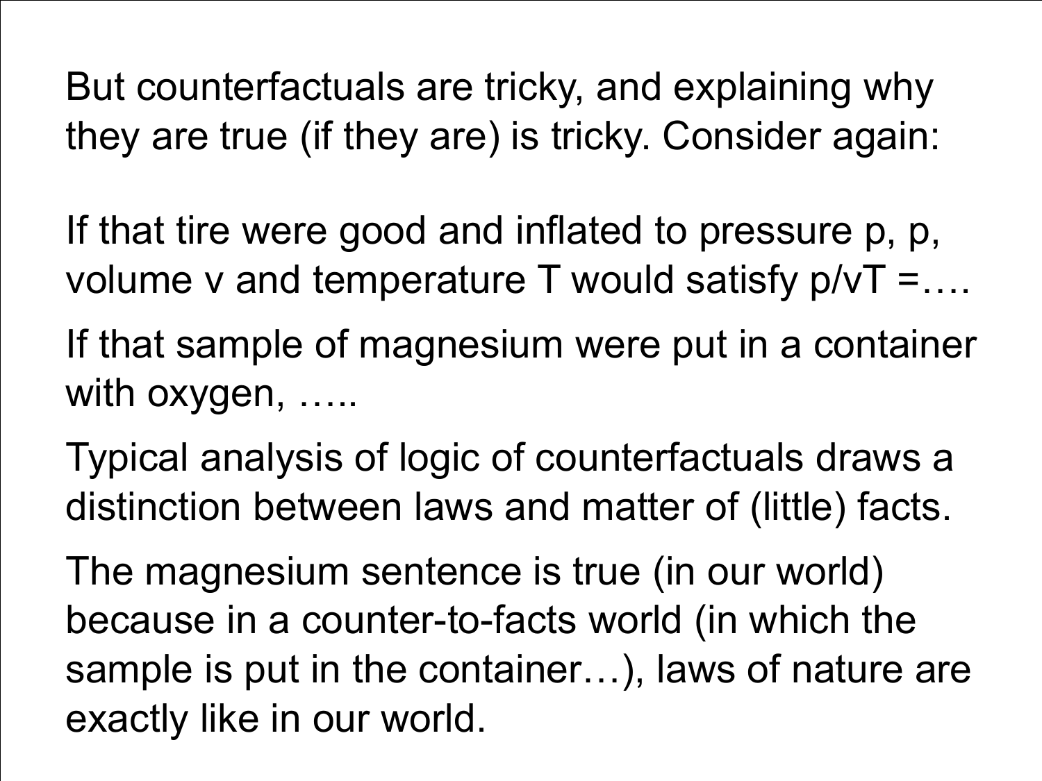But counterfactuals are tricky, and explaining why they are true (if they are) is tricky. Consider again:

If that tire were good and inflated to pressure $p$, $p$, volume $v$ and temperature $T$ would satisfy $p/vT =$….

If that sample of magnesium were put in a container with oxygen, …..

Typical analysis of logic of counterfactuals draws a distinction between laws and matter of (little) facts.

The magnesium sentence is true (in our world) because in a counter-to-facts world (in which the sample is put in the container…), laws of nature are exactly like in our world.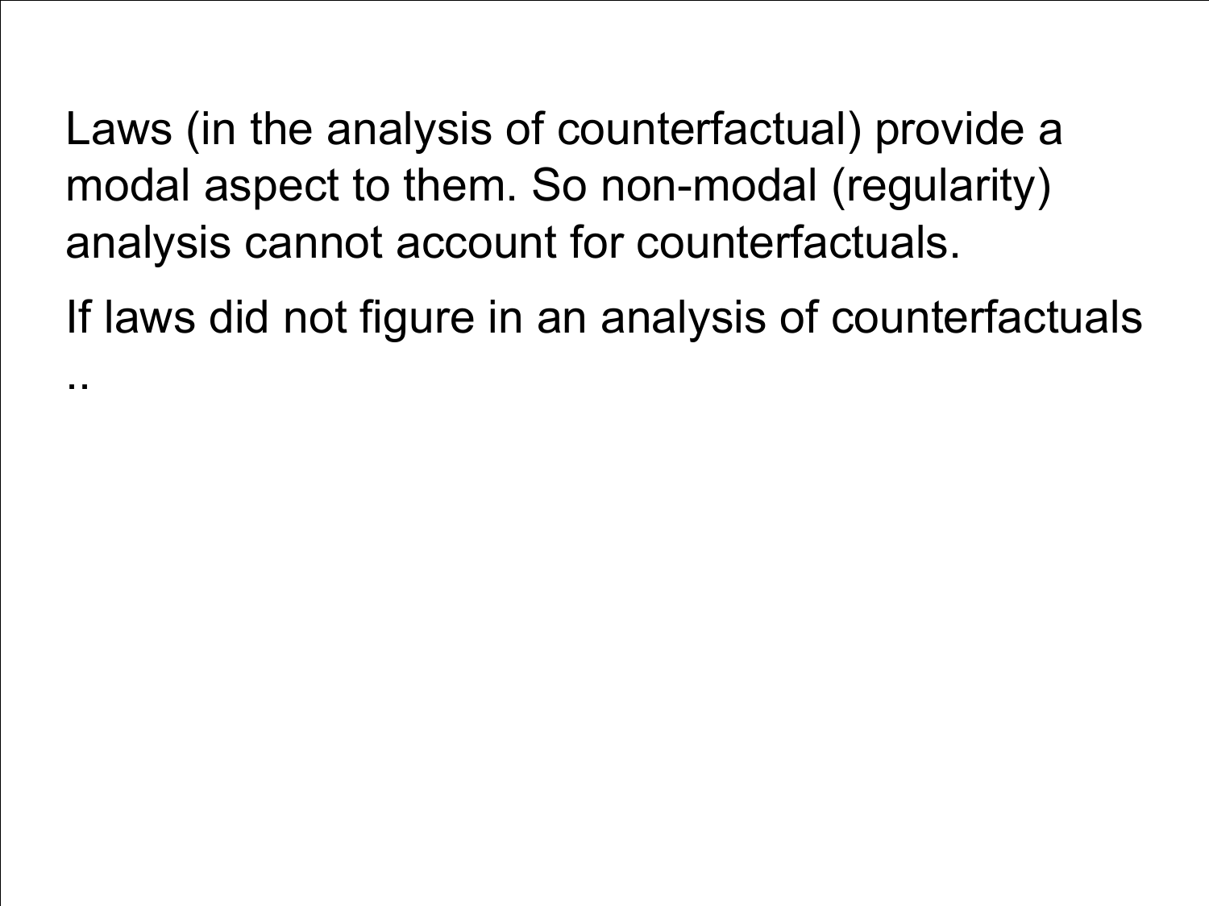Laws (in the analysis of counterfactual) provide a modal aspect to them. So non-modal (regularity) analysis cannot account for counterfactuals.

If laws did not figure in an analysis of counterfactuals ..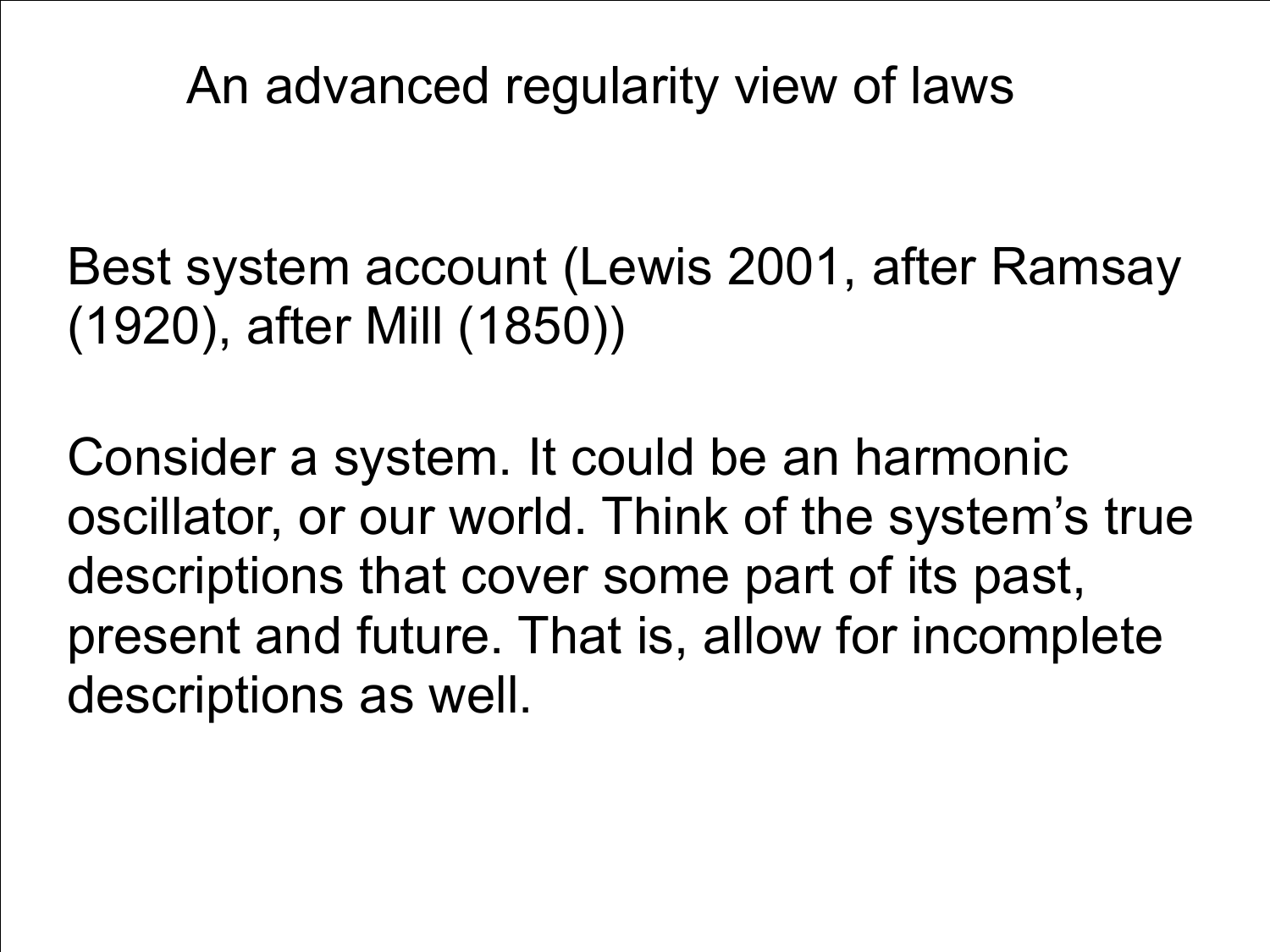# An advanced regularity view of laws

Best system account (Lewis 2001, after Ramsay (1920), after Mill (1850))

Consider a system. It could be an harmonic oscillator, or our world. Think of the system's true descriptions that cover some part of its past, present and future. That is, allow for incomplete descriptions as well.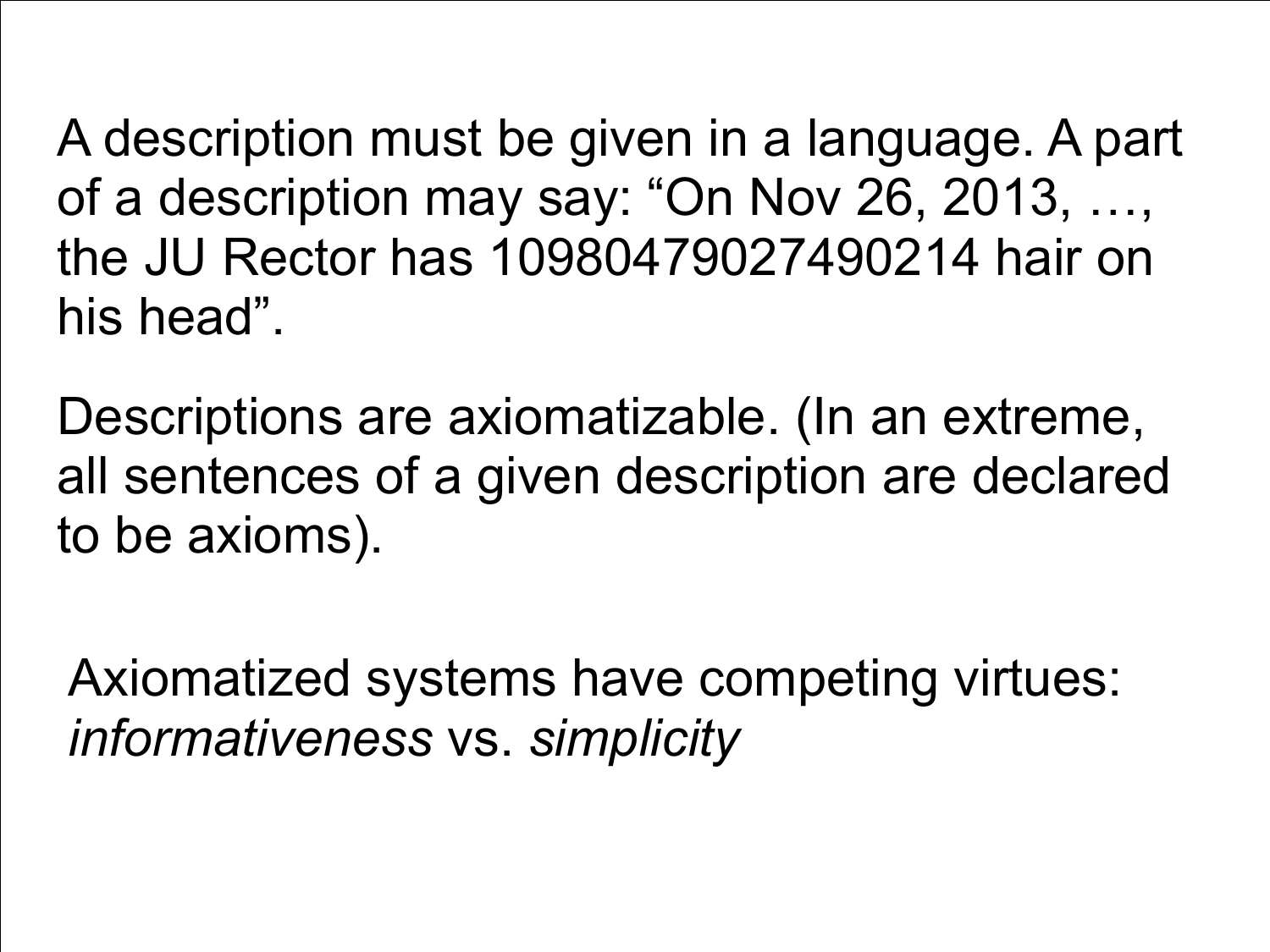A description must be given in a language. A part of a description may say: “On Nov 26, 2013, …, the JU Rector has 1098047902749021 4 hair on his head”.

Descriptions are axiomatizable. (In an extreme, all sentences of a given description are declared to be axioms).

Axiomatized systems have competing virtues: *informativeness* vs. *simplicity*

A description must be given in a language. A part of a description may say: “On Nov 26, 2013, …, the JU Rector has 10980479027490214 hair on his head”.

Descriptions are axiomatizable. (In an extreme, all sentences of a given description are declared to be axioms).

Axiomatized systems have competing virtues: *informativeness* vs. *simplicity*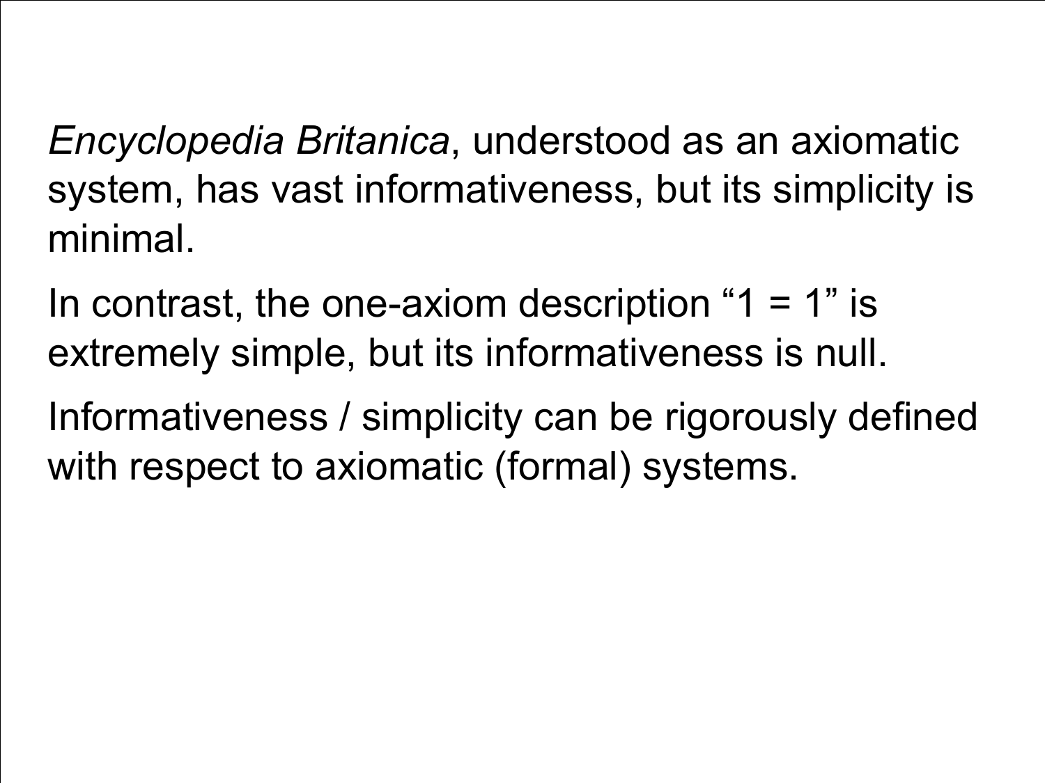*Encyclopedia Britanica*, understood as an axiomatic system, has vast informativeness, but its simplicity is minimal.

In contrast, the one-axiom description “1 = 1” is extremely simple, but its informativeness is null.

Informativeness / simplicity can be rigorously defined with respect to axiomatic (formal) systems.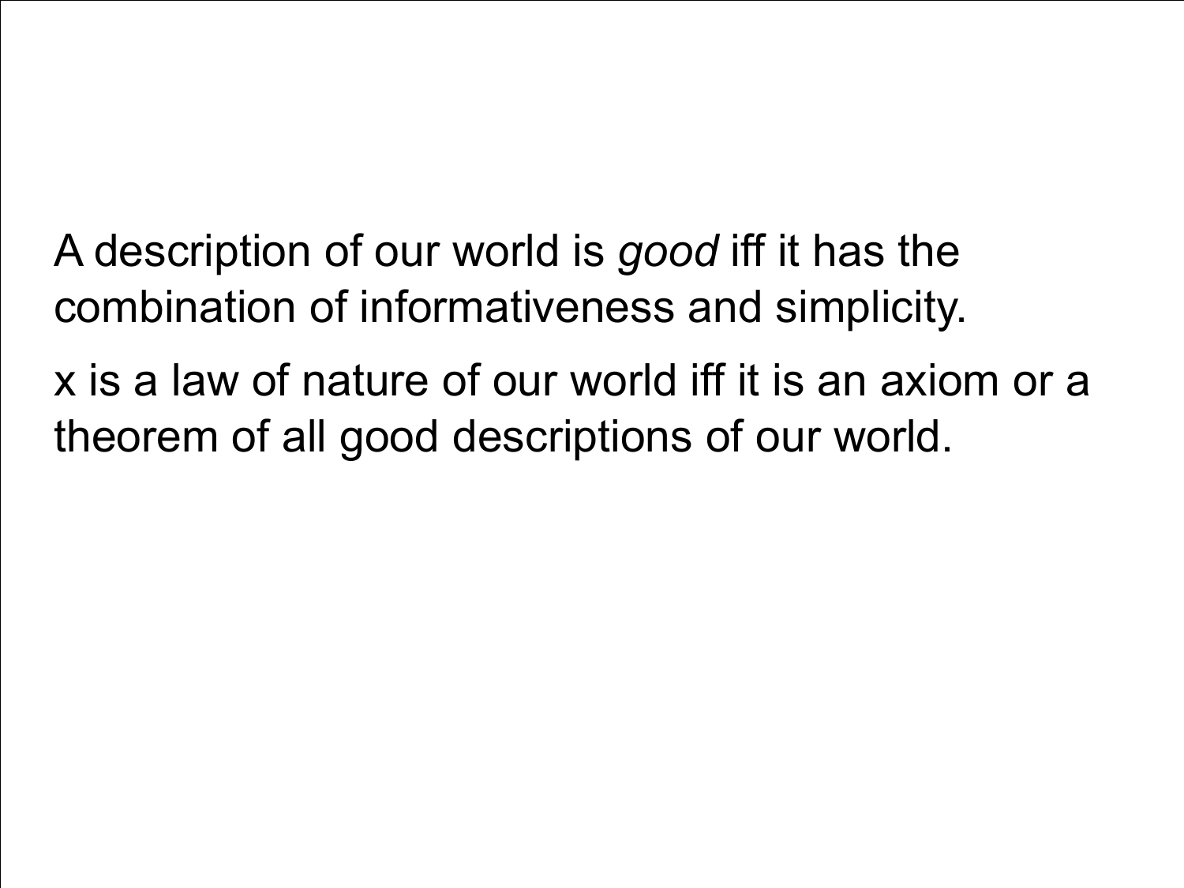A description of our world is *good* iff it has the combination of informativeness and simplicity.

x is a law of nature of our world iff it is an axiom or a theorem of all good descriptions of our world.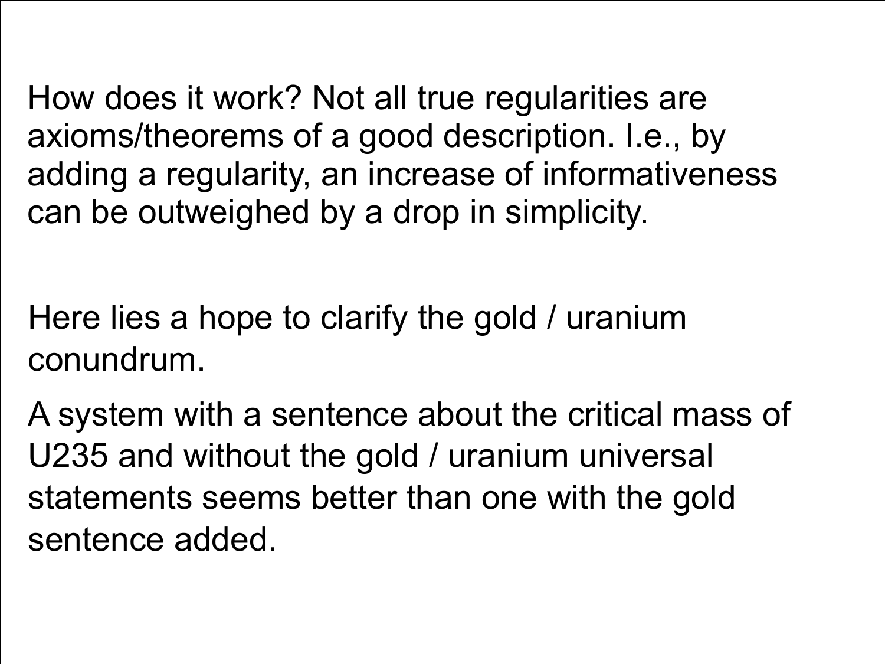How does it work? Not all true regularities are axioms/theorems of a good description. I.e., by adding a regularity, an increase of informativeness can be outweighed by a drop in simplicity.

Here lies a hope to clarify the gold / uranium conundrum.

A system with a sentence about the critical mass of U235 and without the gold / uranium universal statements seems better than one with the gold sentence added.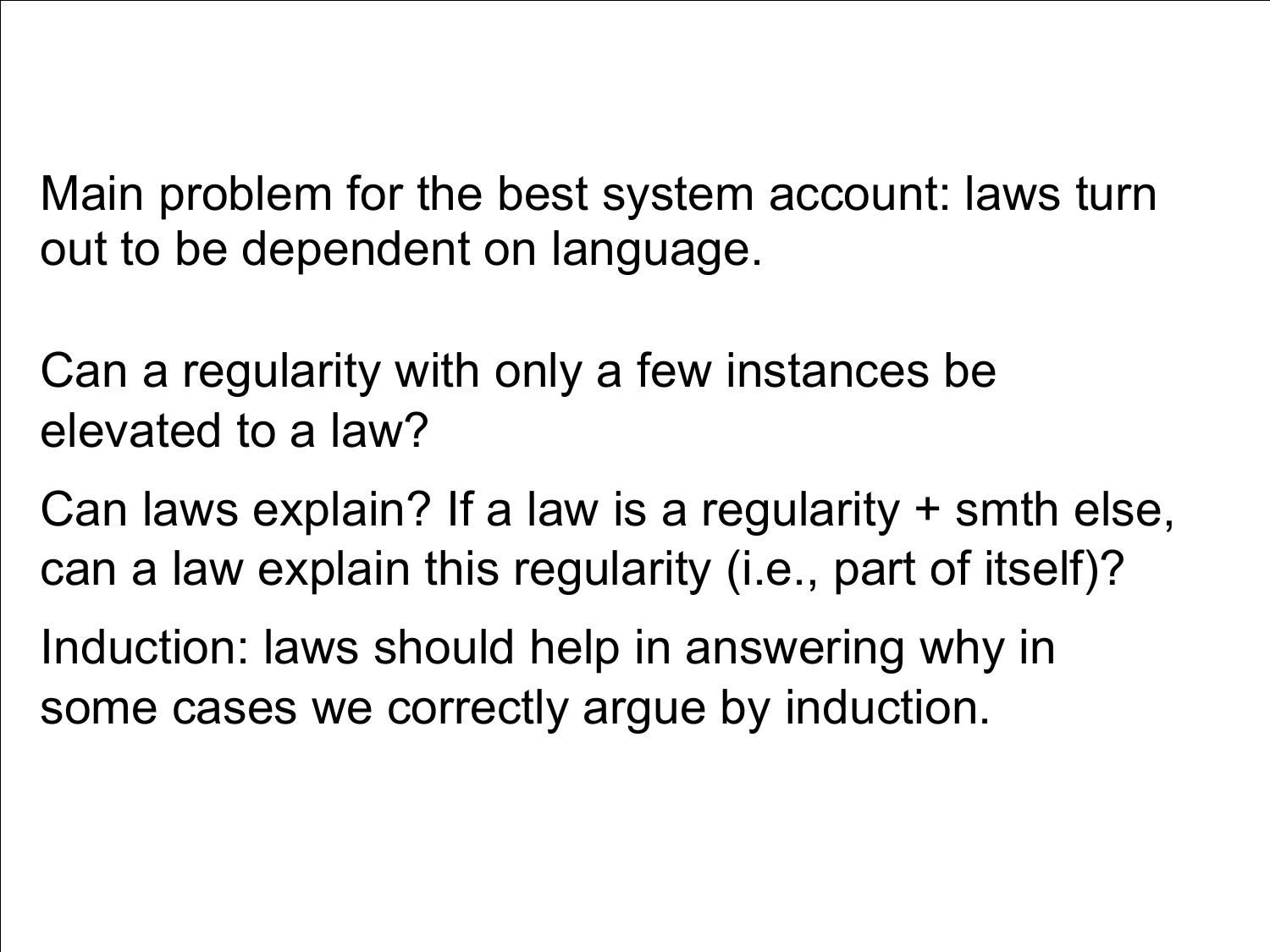Main problem for the best system account: laws turn out to be dependent on language.

Can a regularity with only a few instances be elevated to a law?

Can laws explain? If a law is a regularity + smth else, can a law explain this regularity (i.e., part of itself)?

Induction: laws should help in answering why in some cases we correctly argue by induction.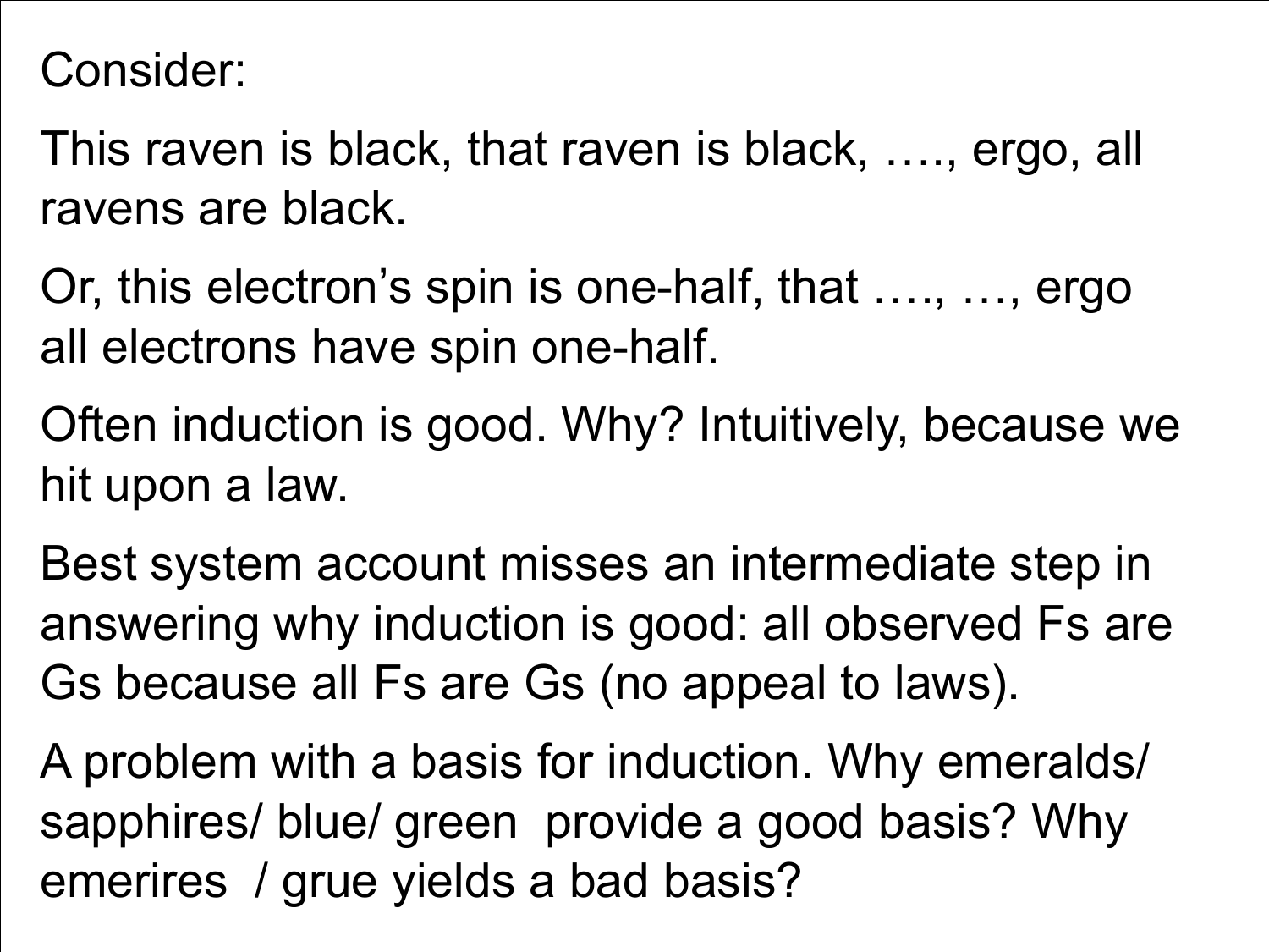Consider:

This raven is black, that raven is black, …., ergo, all ravens are black.

Or, this electron's spin is one-half, that …., …, ergo all electrons have spin one-half.

Often induction is good. Why? Intuitively, because we hit upon a law.

Best system account misses an intermediate step in answering why induction is good: all observed Fs are Gs because all Fs are Gs (no appeal to laws).

A problem with a basis for induction. Why emeralds/ sapphires/ blue/ green provide a good basis? Why emerires / grue yields a bad basis?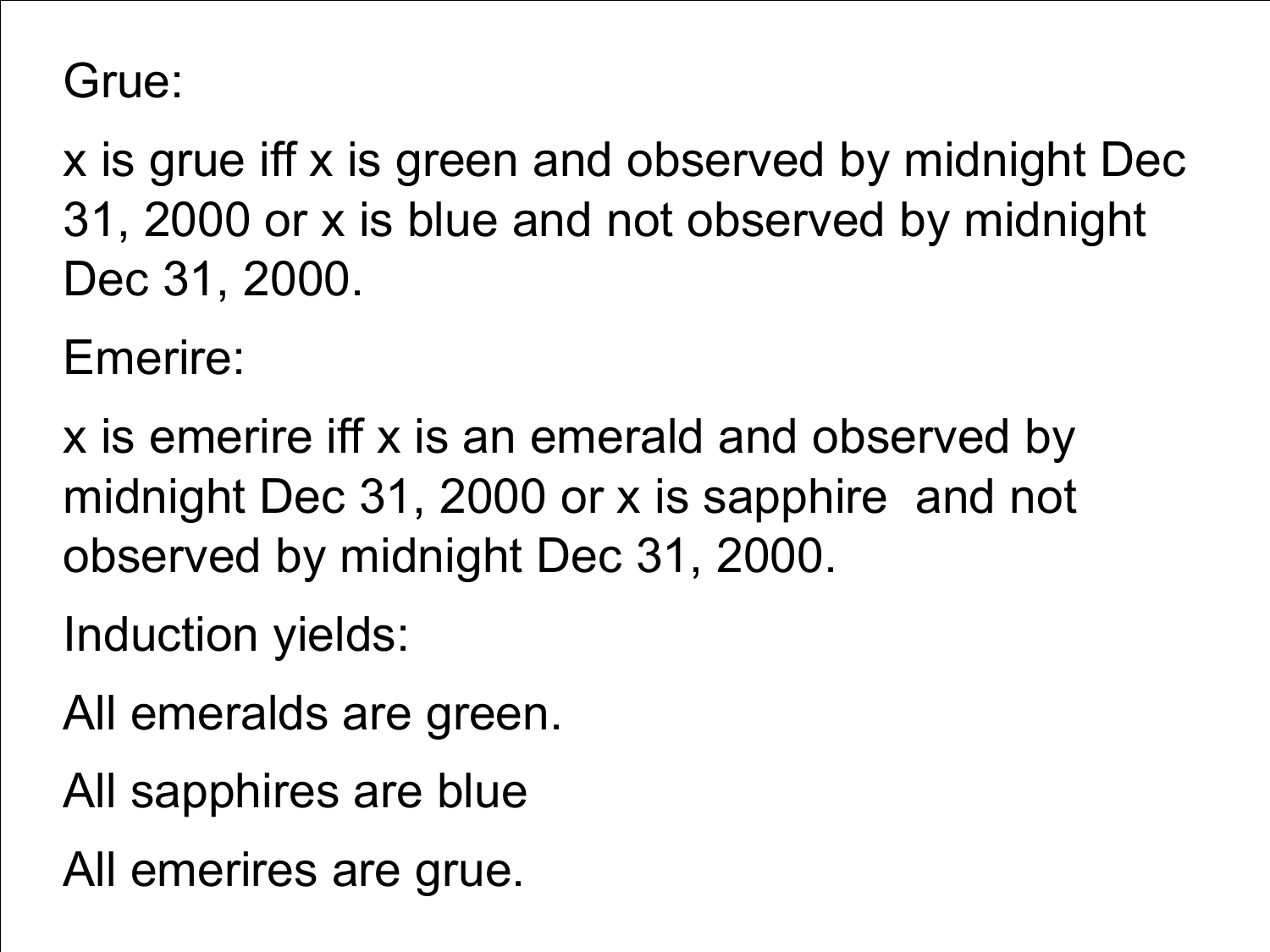Grue:

x is grue iff x is green and observed by midnight Dec 31, 2000 or x is blue and not observed by midnight Dec 31, 2000.

Emerire:

x is emerire iff x is an emerald and observed by midnight Dec 31, 2000 or x is sapphire  and not observed by midnight Dec 31, 2000.

Induction yields:

All emeralds are green.

All sapphires are blue

All emerires are grue.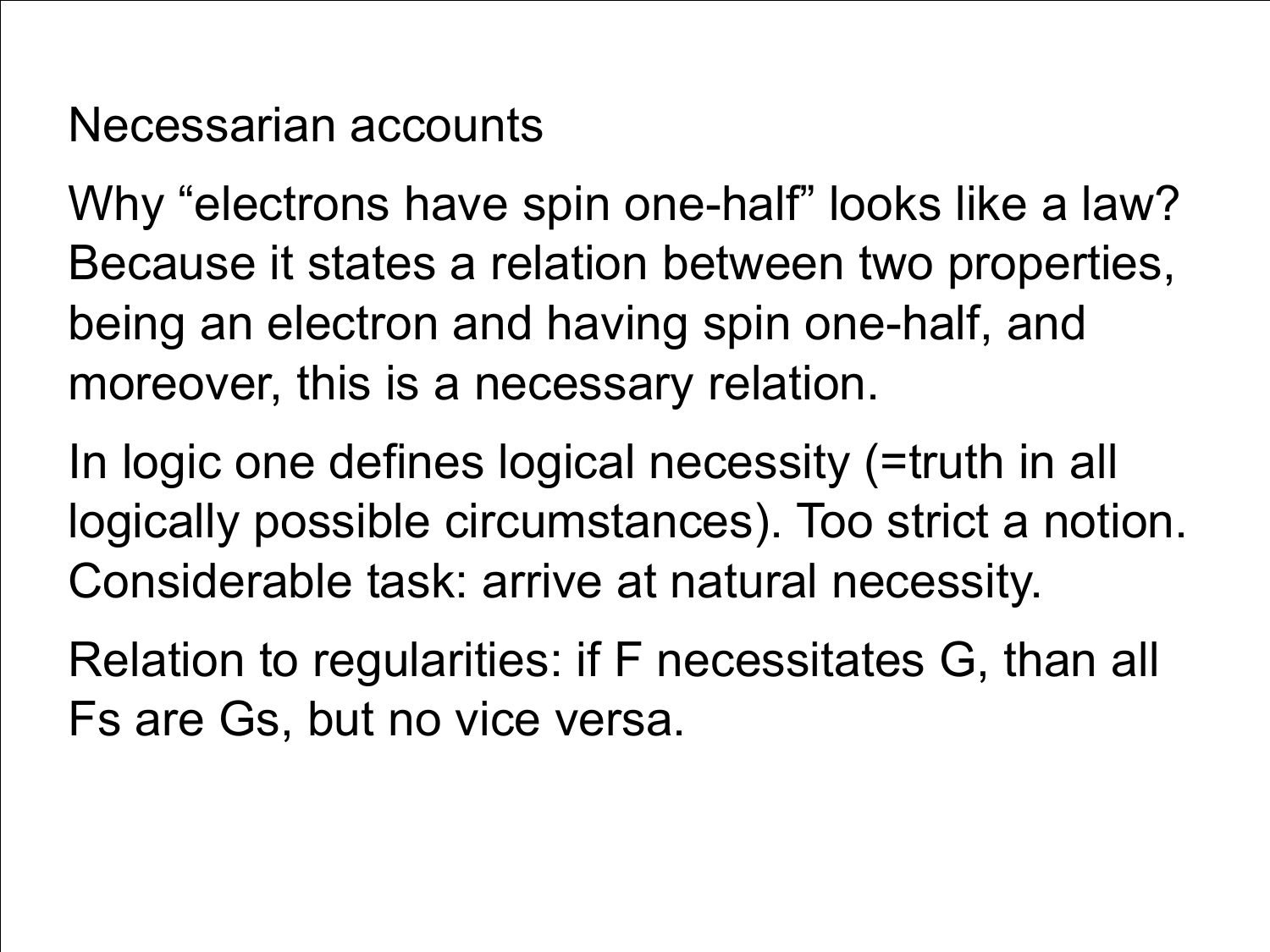# Necessarian accounts

Why “electrons have spin one-half” looks like a law? Because it states a relation between two properties, being an electron and having spin one-half, and moreover, this is a necessary relation.

In logic one defines logical necessity (=truth in all logically possible circumstances). Too strict a notion. Considerable task: arrive at natural necessity.

Relation to regularities: if F necessitates G, than all Fs are Gs, but no vice versa.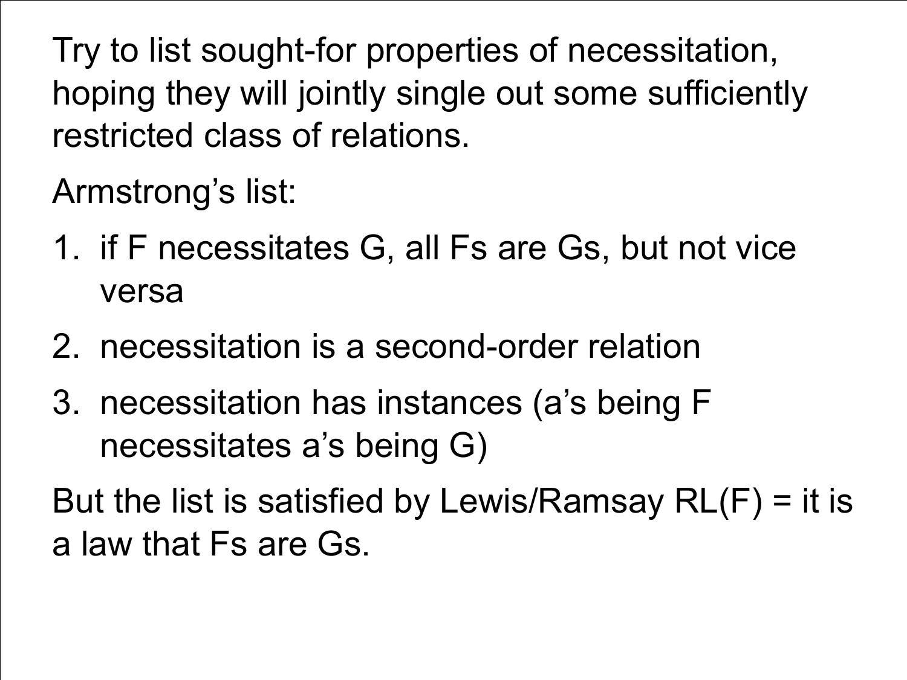Try to list sought-for properties of necessitation, hoping they will jointly single out some sufficiently restricted class of relations.

Armstrong's list:

1. if F necessitates G, all Fs are Gs, but not vice versa
2. necessitation is a second-order relation
3. necessitation has instances (a's being F necessitates a's being G)

But the list is satisfied by Lewis/Ramsay RL(F) = it is a law that Fs are Gs.